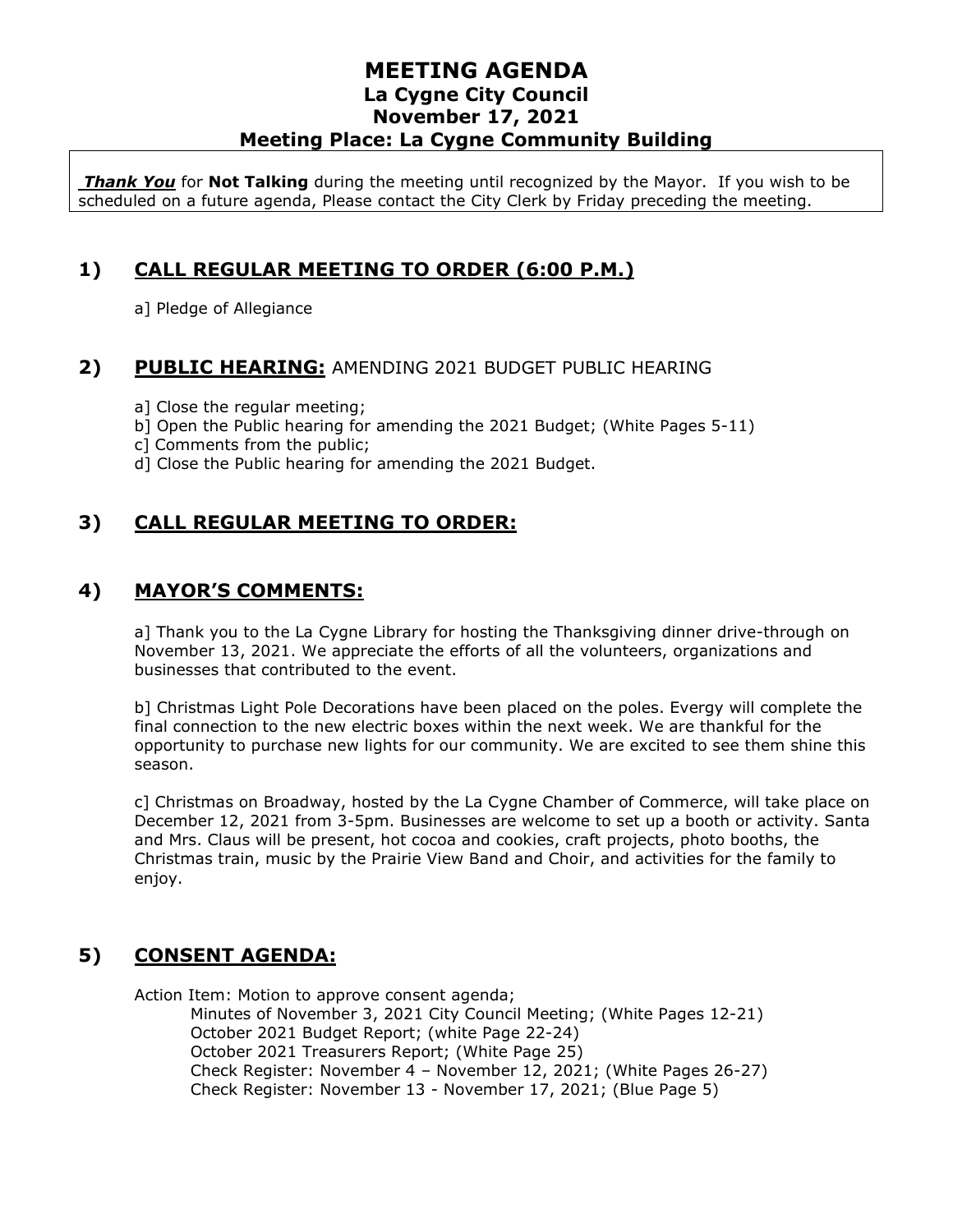# MEETING AGENDA
## La Cygne City Council
## November 17, 2021
## Meeting Place: La Cygne Community Building

***Thank You*** for **Not Talking** during the meeting until recognized by the Mayor. If you wish to be scheduled on a future agenda, Please contact the City Clerk by Friday preceding the meeting.

## 1) CALL REGULAR MEETING TO ORDER (6:00 P.M.)

a] Pledge of Allegiance

## 2) PUBLIC HEARING: AMENDING 2021 BUDGET PUBLIC HEARING

a] Close the regular meeting;
b] Open the Public hearing for amending the 2021 Budget; (White Pages 5-11)
c] Comments from the public;
d] Close the Public hearing for amending the 2021 Budget.

## 3) CALL REGULAR MEETING TO ORDER:

## 4) MAYOR'S COMMENTS:

a] Thank you to the La Cygne Library for hosting the Thanksgiving dinner drive-through on November 13, 2021. We appreciate the efforts of all the volunteers, organizations and businesses that contributed to the event.

b] Christmas Light Pole Decorations have been placed on the poles. Evergy will complete the final connection to the new electric boxes within the next week. We are thankful for the opportunity to purchase new lights for our community. We are excited to see them shine this season.

c] Christmas on Broadway, hosted by the La Cygne Chamber of Commerce, will take place on December 12, 2021 from 3-5pm. Businesses are welcome to set up a booth or activity. Santa and Mrs. Claus will be present, hot cocoa and cookies, craft projects, photo booths, the Christmas train, music by the Prairie View Band and Choir, and activities for the family to enjoy.

## 5) CONSENT AGENDA:

Action Item: Motion to approve consent agenda;
- Minutes of November 3, 2021 City Council Meeting; (White Pages 12-21)
- October 2021 Budget Report; (white Page 22-24)
- October 2021 Treasurers Report; (White Page 25)
- Check Register: November 4 – November 12, 2021; (White Pages 26-27)
- Check Register: November 13 - November 17, 2021; (Blue Page 5)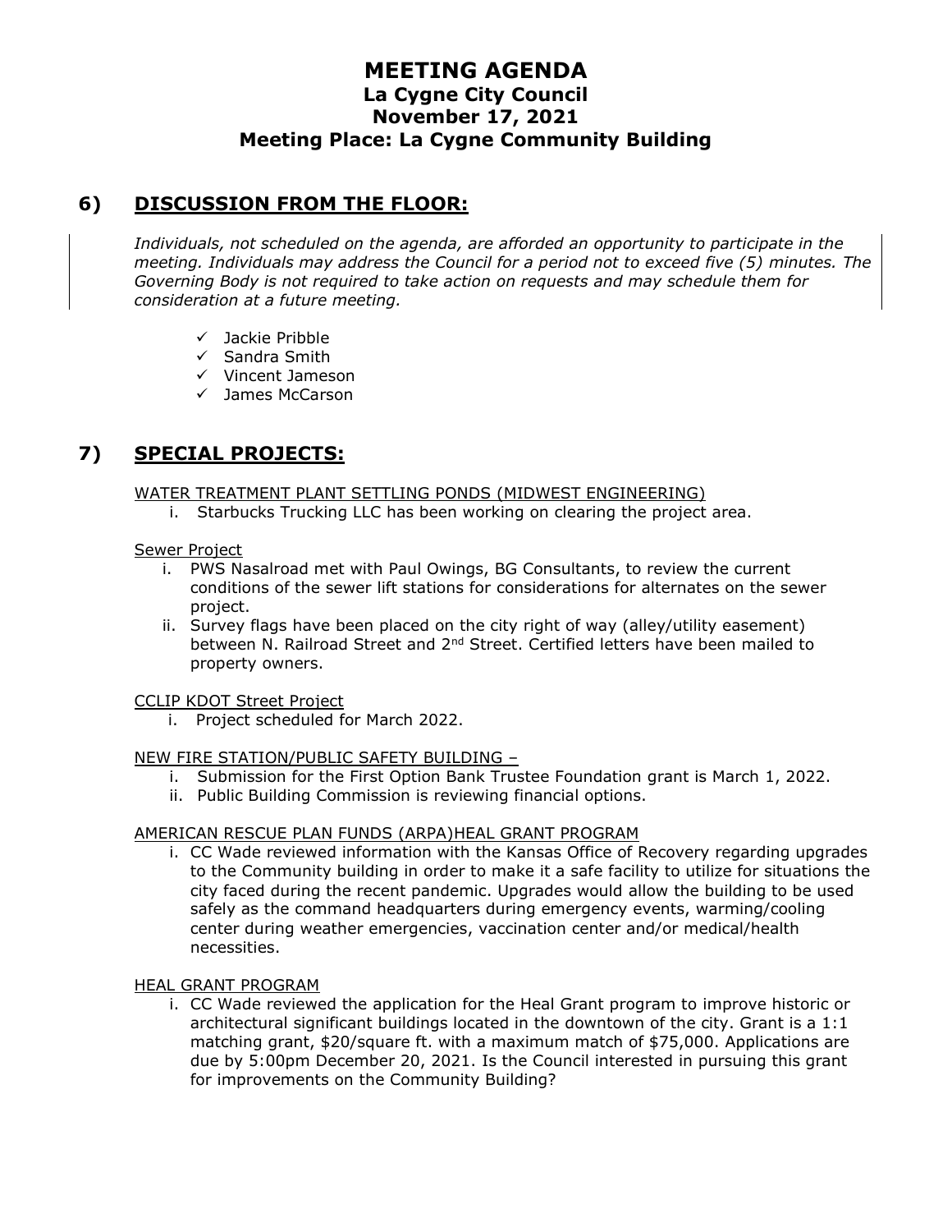# MEETING AGENDA
## La Cygne City Council
## November 17, 2021
## Meeting Place: La Cygne Community Building

## 6) DISCUSSION FROM THE FLOOR:

*Individuals, not scheduled on the agenda, are afforded an opportunity to participate in the meeting. Individuals may address the Council for a period not to exceed five (5) minutes. The Governing Body is not required to take action on requests and may schedule them for consideration at a future meeting.*

- ✓ Jackie Pribble
- ✓ Sandra Smith
- ✓ Vincent Jameson
- ✓ James McCarson

## 7) SPECIAL PROJECTS:

WATER TREATMENT PLANT SETTLING PONDS (MIDWEST ENGINEERING)

i. Starbucks Trucking LLC has been working on clearing the project area.

Sewer Project

i. PWS Nasalroad met with Paul Owings, BG Consultants, to review the current conditions of the sewer lift stations for considerations for alternates on the sewer project.
ii. Survey flags have been placed on the city right of way (alley/utility easement) between N. Railroad Street and 2nd Street. Certified letters have been mailed to property owners.

CCLIP KDOT Street Project

i. Project scheduled for March 2022.

NEW FIRE STATION/PUBLIC SAFETY BUILDING –

i. Submission for the First Option Bank Trustee Foundation grant is March 1, 2022.
ii. Public Building Commission is reviewing financial options.

AMERICAN RESCUE PLAN FUNDS (ARPA)HEAL GRANT PROGRAM

i. CC Wade reviewed information with the Kansas Office of Recovery regarding upgrades to the Community building in order to make it a safe facility to utilize for situations the city faced during the recent pandemic. Upgrades would allow the building to be used safely as the command headquarters during emergency events, warming/cooling center during weather emergencies, vaccination center and/or medical/health necessities.

HEAL GRANT PROGRAM

i. CC Wade reviewed the application for the Heal Grant program to improve historic or architectural significant buildings located in the downtown of the city. Grant is a 1:1 matching grant, $20/square ft. with a maximum match of $75,000. Applications are due by 5:00pm December 20, 2021. Is the Council interested in pursuing this grant for improvements on the Community Building?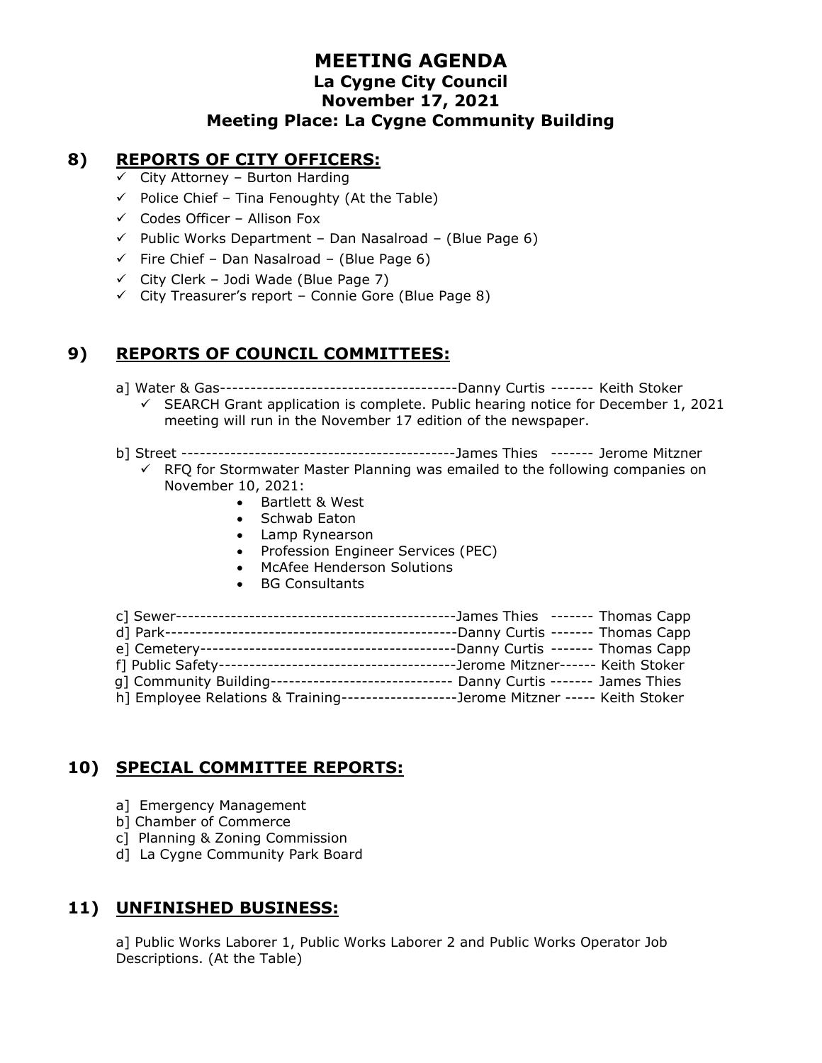# MEETING AGENDA
## La Cygne City Council
## November 17, 2021
## Meeting Place: La Cygne Community Building

## 8) REPORTS OF CITY OFFICERS:

- ✓ City Attorney – Burton Harding
- ✓ Police Chief – Tina Fenoughty (At the Table)
- ✓ Codes Officer – Allison Fox
- ✓ Public Works Department – Dan Nasalroad – (Blue Page 6)
- ✓ Fire Chief – Dan Nasalroad – (Blue Page 6)
- ✓ City Clerk – Jodi Wade (Blue Page 7)
- ✓ City Treasurer's report – Connie Gore (Blue Page 8)

## 9) REPORTS OF COUNCIL COMMITTEES:

a] Water & Gas---------------------------------------Danny Curtis ------- Keith Stoker

- ✓ SEARCH Grant application is complete. Public hearing notice for December 1, 2021 meeting will run in the November 17 edition of the newspaper.

b] Street ---------------------------------------------James Thies ------- Jerome Mitzner

- ✓ RFQ for Stormwater Master Planning was emailed to the following companies on November 10, 2021:
  - Bartlett & West
  - Schwab Eaton
  - Lamp Rynearson
  - Profession Engineer Services (PEC)
  - McAfee Henderson Solutions
  - BG Consultants

c] Sewer----------------------------------------------James Thies ------- Thomas Capp
d] Park------------------------------------------------Danny Curtis ------- Thomas Capp
e] Cemetery------------------------------------------Danny Curtis ------- Thomas Capp
f] Public Safety---------------------------------------Jerome Mitzner------ Keith Stoker
g] Community Building------------------------------ Danny Curtis ------- James Thies
h] Employee Relations & Training-------------------Jerome Mitzner ----- Keith Stoker

## 10) SPECIAL COMMITTEE REPORTS:

a] Emergency Management
b] Chamber of Commerce
c] Planning & Zoning Commission
d] La Cygne Community Park Board

## 11) UNFINISHED BUSINESS:

a] Public Works Laborer 1, Public Works Laborer 2 and Public Works Operator Job Descriptions. (At the Table)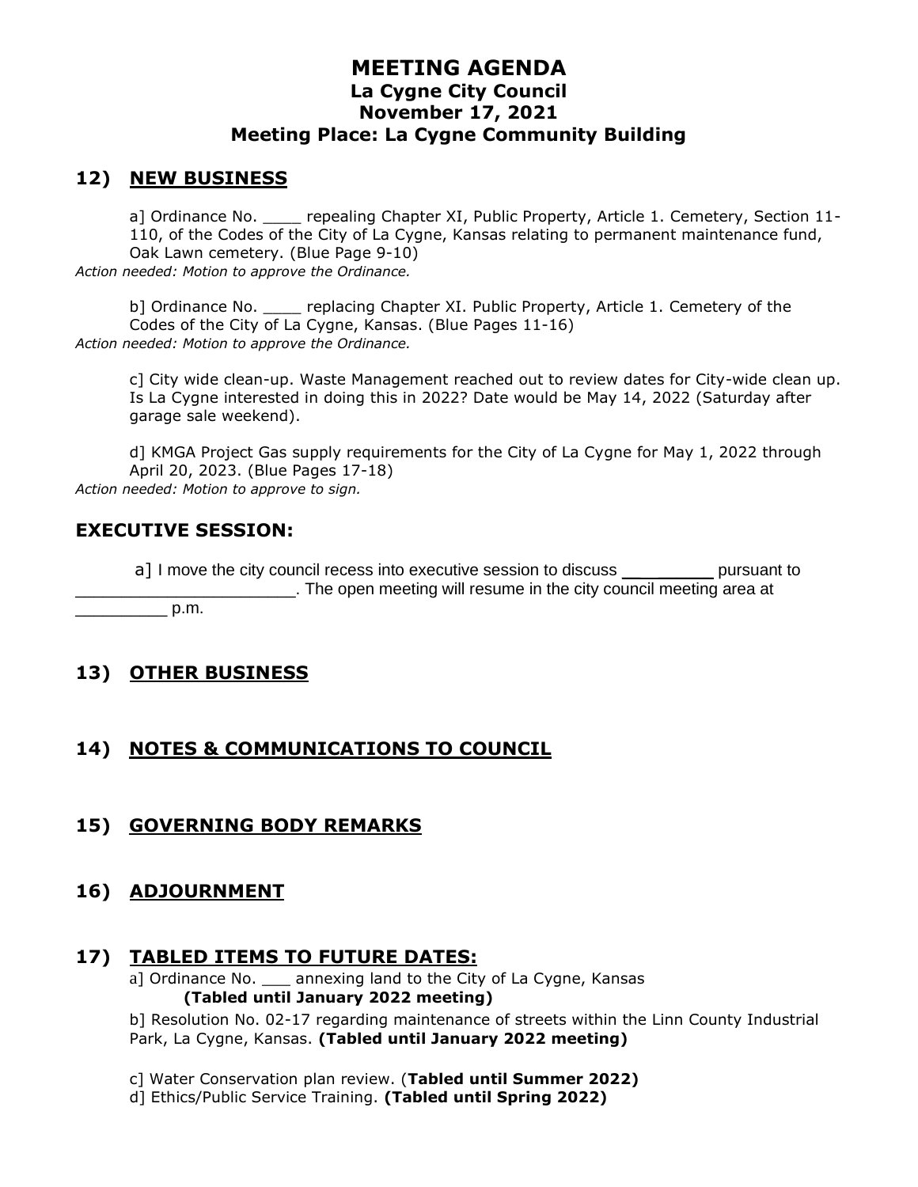# MEETING AGENDA
## La Cygne City Council
## November 17, 2021
## Meeting Place: La Cygne Community Building

## 12) NEW BUSINESS

a] Ordinance No. ____ repealing Chapter XI, Public Property, Article 1. Cemetery, Section 11-110, of the Codes of the City of La Cygne, Kansas relating to permanent maintenance fund, Oak Lawn cemetery. (Blue Page 9-10)
*Action needed: Motion to approve the Ordinance.*

b] Ordinance No. ____ replacing Chapter XI. Public Property, Article 1. Cemetery of the Codes of the City of La Cygne, Kansas. (Blue Pages 11-16)
*Action needed: Motion to approve the Ordinance.*

c] City wide clean-up. Waste Management reached out to review dates for City-wide clean up. Is La Cygne interested in doing this in 2022? Date would be May 14, 2022 (Saturday after garage sale weekend).

d] KMGA Project Gas supply requirements for the City of La Cygne for May 1, 2022 through April 20, 2023. (Blue Pages 17-18)
*Action needed: Motion to approve to sign.*

## EXECUTIVE SESSION:

a] I move the city council recess into executive session to discuss _________ pursuant to _______________________. The open meeting will resume in the city council meeting area at _________ p.m.

## 13) OTHER BUSINESS

## 14) NOTES & COMMUNICATIONS TO COUNCIL

## 15) GOVERNING BODY REMARKS

## 16) ADJOURNMENT

## 17) TABLED ITEMS TO FUTURE DATES:

a] Ordinance No. ___ annexing land to the City of La Cygne, Kansas
**(Tabled until January 2022 meeting)**

b] Resolution No. 02-17 regarding maintenance of streets within the Linn County Industrial Park, La Cygne, Kansas. **(Tabled until January 2022 meeting)**

c] Water Conservation plan review. (**Tabled until Summer 2022)**

d] Ethics/Public Service Training. **(Tabled until Spring 2022)**